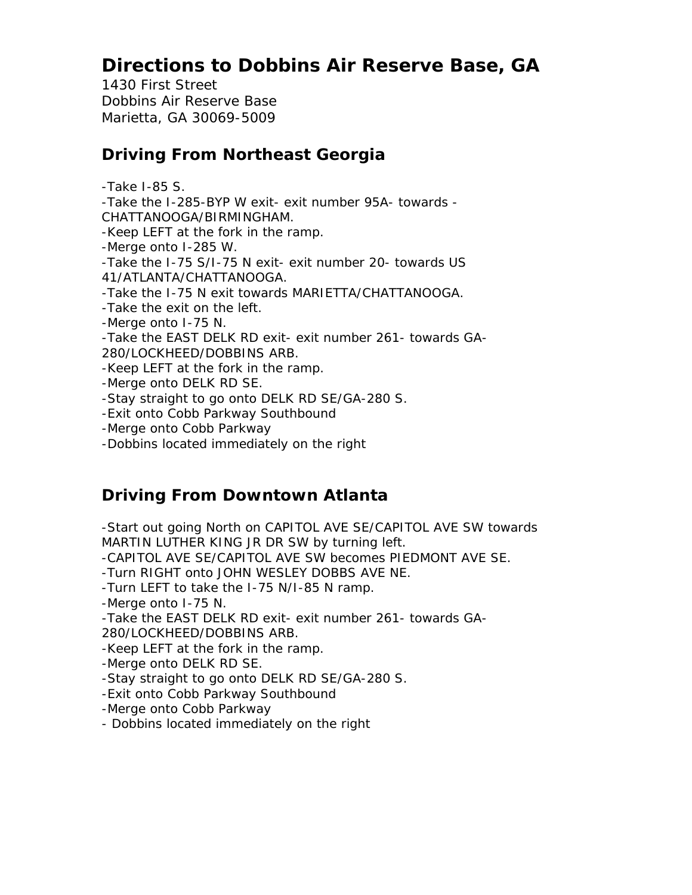# Directions to Dobbins Air Reserve Base, GA

1430 First Street
Dobbins Air Reserve Base
Marietta, GA 30069-5009

## Driving From Northeast Georgia

-Take I-85 S.
-Take the I-285-BYP W exit- exit number 95A- towards -CHATTANOOGA/BIRMINGHAM.
-Keep LEFT at the fork in the ramp.
-Merge onto I-285 W.
-Take the I-75 S/I-75 N exit- exit number 20- towards US 41/ATLANTA/CHATTANOOGA.
-Take the I-75 N exit towards MARIETTA/CHATTANOOGA.
-Take the exit on the left.
-Merge onto I-75 N.
-Take the EAST DELK RD exit- exit number 261- towards GA-280/LOCKHEED/DOBBINS ARB.
-Keep LEFT at the fork in the ramp.
-Merge onto DELK RD SE.
-Stay straight to go onto DELK RD SE/GA-280 S.
-Exit onto Cobb Parkway Southbound
-Merge onto Cobb Parkway
-Dobbins located immediately on the right

## Driving From Downtown Atlanta

-Start out going North on CAPITOL AVE SE/CAPITOL AVE SW towards MARTIN LUTHER KING JR DR SW by turning left.
-CAPITOL AVE SE/CAPITOL AVE SW becomes PIEDMONT AVE SE.
-Turn RIGHT onto JOHN WESLEY DOBBS AVE NE.
-Turn LEFT to take the I-75 N/I-85 N ramp.
-Merge onto I-75 N.
-Take the EAST DELK RD exit- exit number 261- towards GA-280/LOCKHEED/DOBBINS ARB.
-Keep LEFT at the fork in the ramp.
-Merge onto DELK RD SE.
-Stay straight to go onto DELK RD SE/GA-280 S.
-Exit onto Cobb Parkway Southbound
-Merge onto Cobb Parkway
- Dobbins located immediately on the right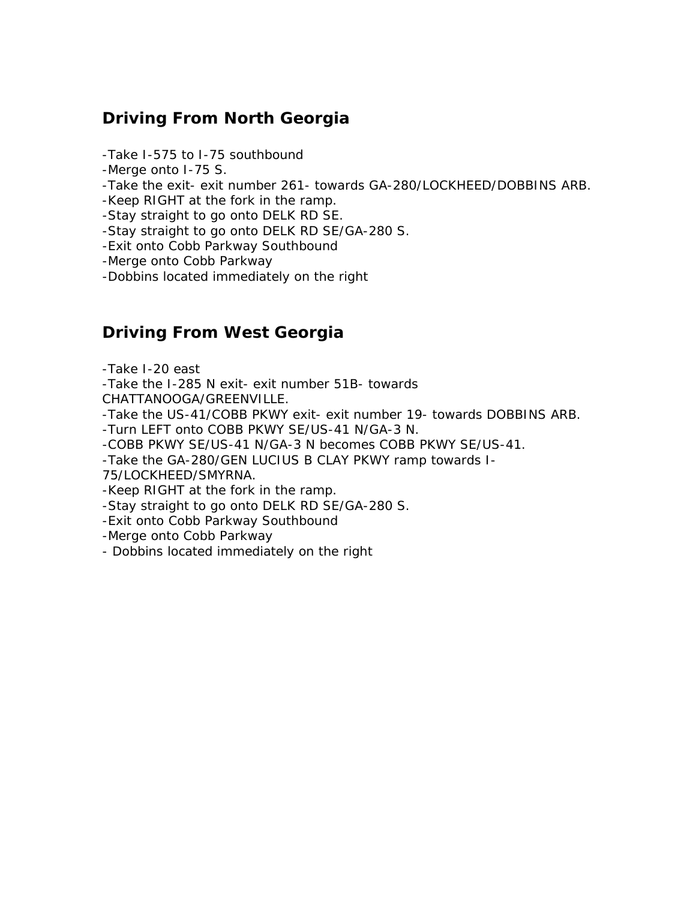## Driving From North Georgia

-Take I-575 to I-75 southbound
-Merge onto I-75 S.
-Take the exit- exit number 261- towards GA-280/LOCKHEED/DOBBINS ARB.
-Keep RIGHT at the fork in the ramp.
-Stay straight to go onto DELK RD SE.
-Stay straight to go onto DELK RD SE/GA-280 S.
-Exit onto Cobb Parkway Southbound
-Merge onto Cobb Parkway
-Dobbins located immediately on the right

## Driving From West Georgia

-Take I-20 east
-Take the I-285 N exit- exit number 51B- towards CHATTANOOGA/GREENVILLE.
-Take the US-41/COBB PKWY exit- exit number 19- towards DOBBINS ARB.
-Turn LEFT onto COBB PKWY SE/US-41 N/GA-3 N.
-COBB PKWY SE/US-41 N/GA-3 N becomes COBB PKWY SE/US-41.
-Take the GA-280/GEN LUCIUS B CLAY PKWY ramp towards I-75/LOCKHEED/SMYRNA.
-Keep RIGHT at the fork in the ramp.
-Stay straight to go onto DELK RD SE/GA-280 S.
-Exit onto Cobb Parkway Southbound
-Merge onto Cobb Parkway
- Dobbins located immediately on the right